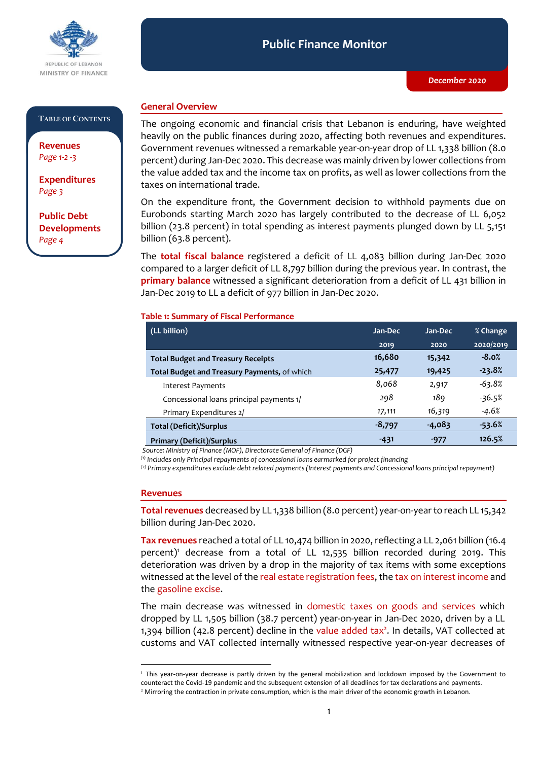REPUBLIC OF LEBANON
MINISTRY OF FINANCE

# Public Finance Monitor

*December 2020*

**Table of Contents**

**Revenues**
*Page 1-2 -3*

**Expenditures**
*Page 3*

**Public Debt Developments**
*Page 4*

## General Overview

The ongoing economic and financial crisis that Lebanon is enduring, have weighted heavily on the public finances during 2020, affecting both revenues and expenditures. Government revenues witnessed a remarkable year-on-year drop of LL 1,338 billion (8.0 percent) during Jan-Dec 2020. This decrease was mainly driven by lower collections from the value added tax and the income tax on profits, as well as lower collections from the taxes on international trade.

On the expenditure front, the Government decision to withhold payments due on Eurobonds starting March 2020 has largely contributed to the decrease of LL 6,052 billion (23.8 percent) in total spending as interest payments plunged down by LL 5,151 billion (63.8 percent).

The **total fiscal balance** registered a deficit of LL 4,083 billion during Jan-Dec 2020 compared to a larger deficit of LL 8,797 billion during the previous year. In contrast, the **primary balance** witnessed a significant deterioration from a deficit of LL 431 billion in Jan-Dec 2019 to LL a deficit of 977 billion in Jan-Dec 2020.

**Table 1: Summary of Fiscal Performance**

| (LL billion) | Jan-Dec 2019 | Jan-Dec 2020 | % Change 2020/2019 |
|---|---|---|---|
| **Total Budget and Treasury Receipts** | **16,680** | **15,342** | **-8.0%** |
| **Total Budget and Treasury Payments,** of which | **25,477** | **19,425** | **-23.8%** |
| Interest Payments | 8,068 | 2,917 | -63.8% |
| Concessional loans principal payments 1/ | 298 | 189 | -36.5% |
| Primary Expenditures 2/ | 17,111 | 16,319 | -4.6% |
| **Total (Deficit)/Surplus** | **-8,797** | **-4,083** | **-53.6%** |
| **Primary (Deficit)/Surplus** | **-431** | **-977** | **126.5%** |

*Source: Ministry of Finance (MOF), Directorate General of Finance (DGF)*

*(1) Includes only Principal repayments of concessional loans earmarked for project financing*

*(2) Primary expenditures exclude debt related payments (Interest payments and Concessional loans principal repayment)*

## Revenues

**Total revenues** decreased by LL 1,338 billion (8.0 percent) year-on-year to reach LL 15,342 billion during Jan-Dec 2020.

**Tax revenues** reached a total of LL 10,474 billion in 2020, reflecting a LL 2,061 billion (16.4 percent)[1] decrease from a total of LL 12,535 billion recorded during 2019. This deterioration was driven by a drop in the majority of tax items with some exceptions witnessed at the level of the real estate registration fees, the tax on interest income and the gasoline excise.

The main decrease was witnessed in domestic taxes on goods and services which dropped by LL 1,505 billion (38.7 percent) year-on-year in Jan-Dec 2020, driven by a LL 1,394 billion (42.8 percent) decline in the value added tax[2]. In details, VAT collected at customs and VAT collected internally witnessed respective year-on-year decreases of

[1] This year-on-year decrease is partly driven by the general mobilization and lockdown imposed by the Government to counteract the Covid-19 pandemic and the subsequent extension of all deadlines for tax declarations and payments.

[2] Mirroring the contraction in private consumption, which is the main driver of the economic growth in Lebanon.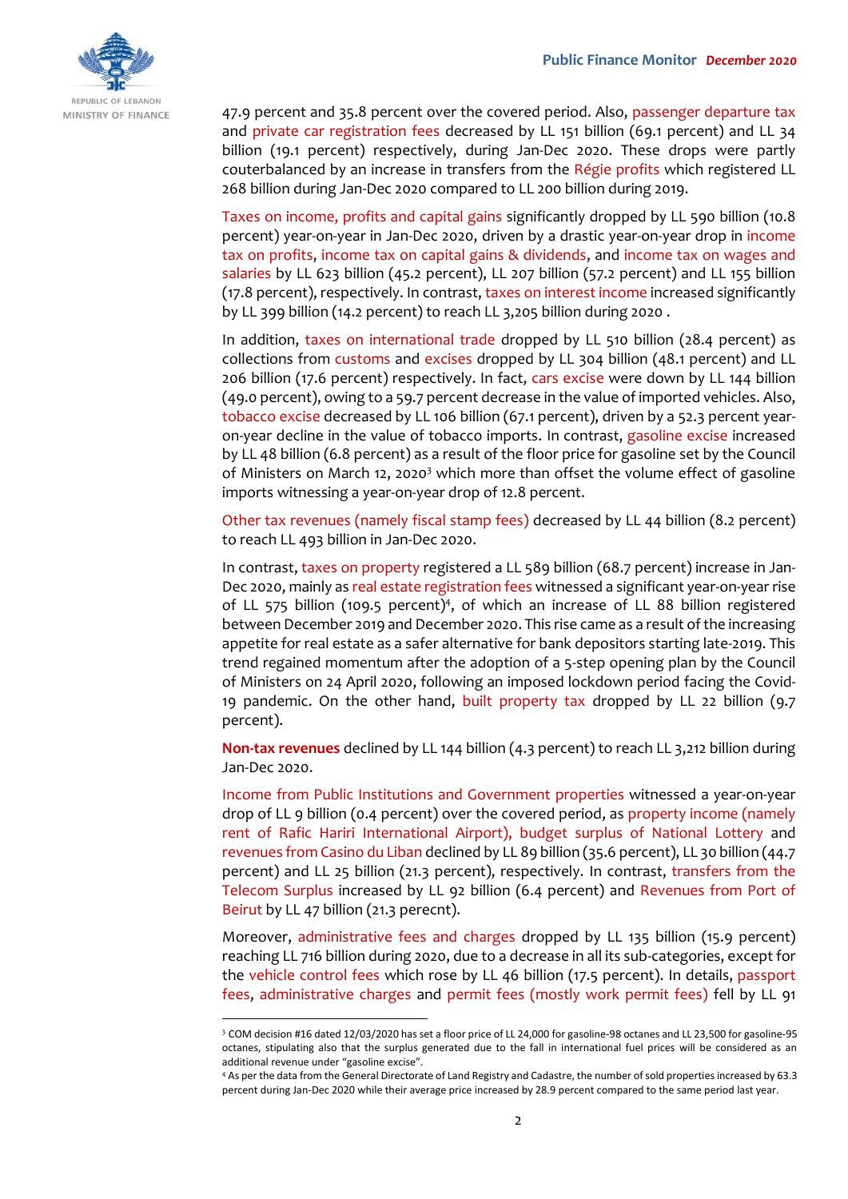47.9 percent and 35.8 percent over the covered period. Also, passenger departure tax and private car registration fees decreased by LL 151 billion (69.1 percent) and LL 34 billion (19.1 percent) respectively, during Jan-Dec 2020. These drops were partly couterbalanced by an increase in transfers from the Régie profits which registered LL 268 billion during Jan-Dec 2020 compared to LL 200 billion during 2019.

Taxes on income, profits and capital gains significantly dropped by LL 590 billion (10.8 percent) year-on-year in Jan-Dec 2020, driven by a drastic year-on-year drop in income tax on profits, income tax on capital gains & dividends, and income tax on wages and salaries by LL 623 billion (45.2 percent), LL 207 billion (57.2 percent) and LL 155 billion (17.8 percent), respectively. In contrast, taxes on interest income increased significantly by LL 399 billion (14.2 percent) to reach LL 3,205 billion during 2020 .

In addition, taxes on international trade dropped by LL 510 billion (28.4 percent) as collections from customs and excises dropped by LL 304 billion (48.1 percent) and LL 206 billion (17.6 percent) respectively. In fact, cars excise were down by LL 144 billion (49.0 percent), owing to a 59.7 percent decrease in the value of imported vehicles. Also, tobacco excise decreased by LL 106 billion (67.1 percent), driven by a 52.3 percent year-on-year decline in the value of tobacco imports. In contrast, gasoline excise increased by LL 48 billion (6.8 percent) as a result of the floor price for gasoline set by the Council of Ministers on March 12, 2020[3] which more than offset the volume effect of gasoline imports witnessing a year-on-year drop of 12.8 percent.

Other tax revenues (namely fiscal stamp fees) decreased by LL 44 billion (8.2 percent) to reach LL 493 billion in Jan-Dec 2020.

In contrast, taxes on property registered a LL 589 billion (68.7 percent) increase in Jan-Dec 2020, mainly as real estate registration fees witnessed a significant year-on-year rise of LL 575 billion (109.5 percent)[4], of which an increase of LL 88 billion registered between December 2019 and December 2020. This rise came as a result of the increasing appetite for real estate as a safer alternative for bank depositors starting late-2019. This trend regained momentum after the adoption of a 5-step opening plan by the Council of Ministers on 24 April 2020, following an imposed lockdown period facing the Covid-19 pandemic. On the other hand, built property tax dropped by LL 22 billion (9.7 percent).

**Non-tax revenues** declined by LL 144 billion (4.3 percent) to reach LL 3,212 billion during Jan-Dec 2020.

Income from Public Institutions and Government properties witnessed a year-on-year drop of LL 9 billion (0.4 percent) over the covered period, as property income (namely rent of Rafic Hariri International Airport), budget surplus of National Lottery and revenues from Casino du Liban declined by LL 89 billion (35.6 percent), LL 30 billion (44.7 percent) and LL 25 billion (21.3 percent), respectively. In contrast, transfers from the Telecom Surplus increased by LL 92 billion (6.4 percent) and Revenues from Port of Beirut by LL 47 billion (21.3 perecnt).

Moreover, administrative fees and charges dropped by LL 135 billion (15.9 percent) reaching LL 716 billion during 2020, due to a decrease in all its sub-categories, except for the vehicle control fees which rose by LL 46 billion (17.5 percent). In details, passport fees, administrative charges and permit fees (mostly work permit fees) fell by LL 91

---

[3] COM decision #16 dated 12/03/2020 has set a floor price of LL 24,000 for gasoline-98 octanes and LL 23,500 for gasoline-95 octanes, stipulating also that the surplus generated due to the fall in international fuel prices will be considered as an additional revenue under "gasoline excise".

[4] As per the data from the General Directorate of Land Registry and Cadastre, the number of sold properties increased by 63.3 percent during Jan-Dec 2020 while their average price increased by 28.9 percent compared to the same period last year.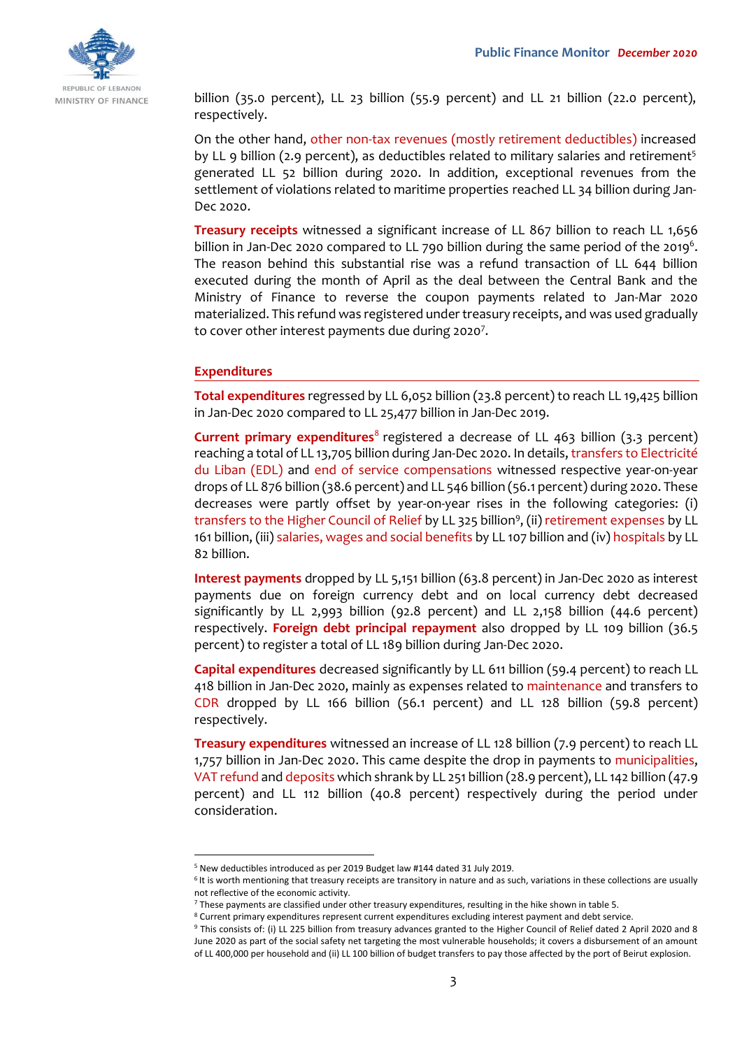billion (35.0 percent), LL 23 billion (55.9 percent) and LL 21 billion (22.0 percent), respectively.

On the other hand, other non-tax revenues (mostly retirement deductibles) increased by LL 9 billion (2.9 percent), as deductibles related to military salaries and retirement[5] generated LL 52 billion during 2020. In addition, exceptional revenues from the settlement of violations related to maritime properties reached LL 34 billion during Jan-Dec 2020.

**Treasury receipts** witnessed a significant increase of LL 867 billion to reach LL 1,656 billion in Jan-Dec 2020 compared to LL 790 billion during the same period of the 2019[6]. The reason behind this substantial rise was a refund transaction of LL 644 billion executed during the month of April as the deal between the Central Bank and the Ministry of Finance to reverse the coupon payments related to Jan-Mar 2020 materialized. This refund was registered under treasury receipts, and was used gradually to cover other interest payments due during 2020[7].

## Expenditures

**Total expenditures** regressed by LL 6,052 billion (23.8 percent) to reach LL 19,425 billion in Jan-Dec 2020 compared to LL 25,477 billion in Jan-Dec 2019.

**Current primary expenditures**[8] registered a decrease of LL 463 billion (3.3 percent) reaching a total of LL 13,705 billion during Jan-Dec 2020. In details, transfers to Electricité du Liban (EDL) and end of service compensations witnessed respective year-on-year drops of LL 876 billion (38.6 percent) and LL 546 billion (56.1 percent) during 2020. These decreases were partly offset by year-on-year rises in the following categories: (i) transfers to the Higher Council of Relief by LL 325 billion[9], (ii) retirement expenses by LL 161 billion, (iii) salaries, wages and social benefits by LL 107 billion and (iv) hospitals by LL 82 billion.

**Interest payments** dropped by LL 5,151 billion (63.8 percent) in Jan-Dec 2020 as interest payments due on foreign currency debt and on local currency debt decreased significantly by LL 2,993 billion (92.8 percent) and LL 2,158 billion (44.6 percent) respectively. **Foreign debt principal repayment** also dropped by LL 109 billion (36.5 percent) to register a total of LL 189 billion during Jan-Dec 2020.

**Capital expenditures** decreased significantly by LL 611 billion (59.4 percent) to reach LL 418 billion in Jan-Dec 2020, mainly as expenses related to maintenance and transfers to CDR dropped by LL 166 billion (56.1 percent) and LL 128 billion (59.8 percent) respectively.

**Treasury expenditures** witnessed an increase of LL 128 billion (7.9 percent) to reach LL 1,757 billion in Jan-Dec 2020. This came despite the drop in payments to municipalities, VAT refund and deposits which shrank by LL 251 billion (28.9 percent), LL 142 billion (47.9 percent) and LL 112 billion (40.8 percent) respectively during the period under consideration.

---

[5] New deductibles introduced as per 2019 Budget law #144 dated 31 July 2019.

[6] It is worth mentioning that treasury receipts are transitory in nature and as such, variations in these collections are usually not reflective of the economic activity.

[7] These payments are classified under other treasury expenditures, resulting in the hike shown in table 5.

[8] Current primary expenditures represent current expenditures excluding interest payment and debt service.

[9] This consists of: (i) LL 225 billion from treasury advances granted to the Higher Council of Relief dated 2 April 2020 and 8 June 2020 as part of the social safety net targeting the most vulnerable households; it covers a disbursement of an amount of LL 400,000 per household and (ii) LL 100 billion of budget transfers to pay those affected by the port of Beirut explosion.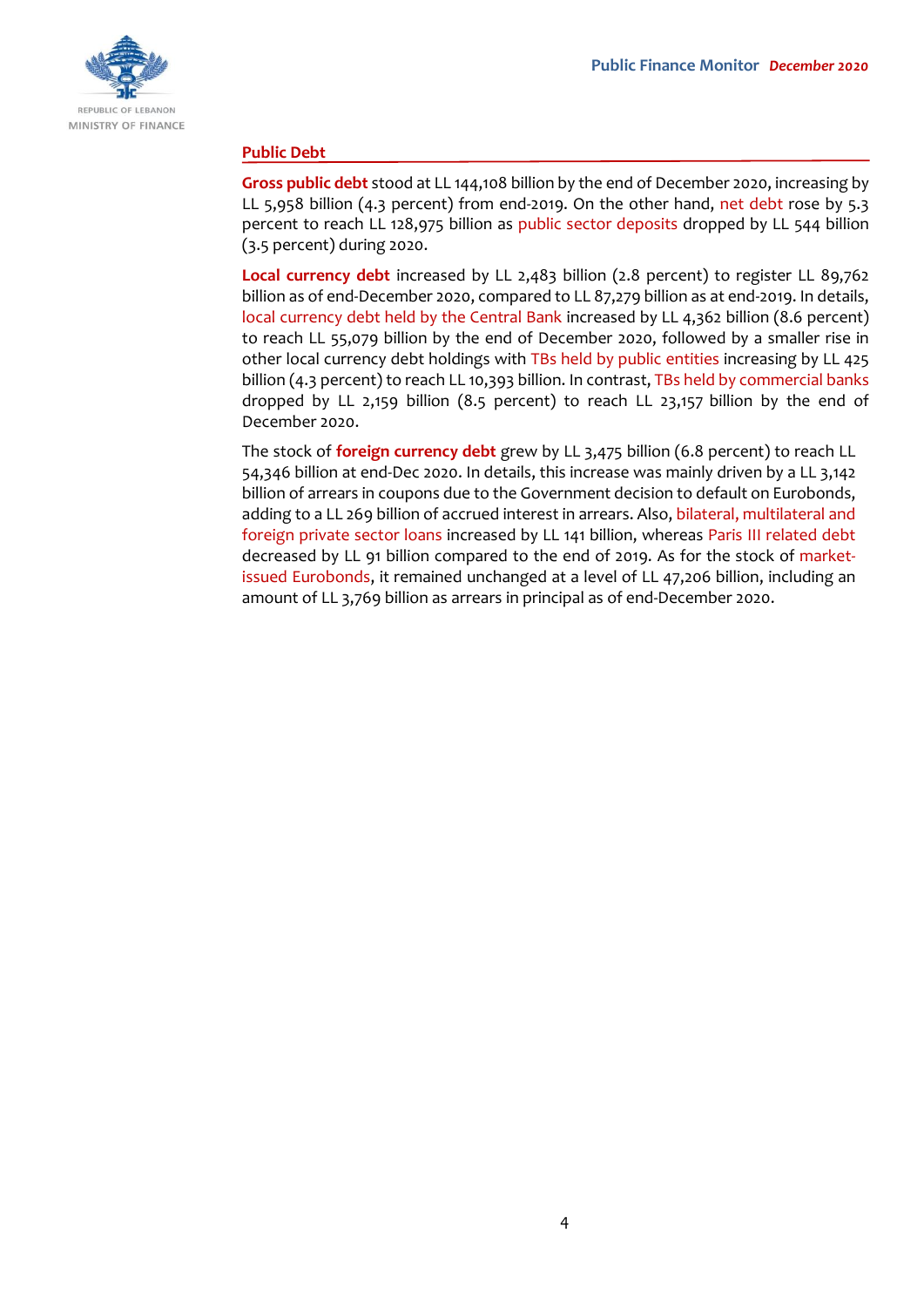## Public Debt

**Gross public debt** stood at LL 144,108 billion by the end of December 2020, increasing by LL 5,958 billion (4.3 percent) from end-2019. On the other hand, net debt rose by 5.3 percent to reach LL 128,975 billion as public sector deposits dropped by LL 544 billion (3.5 percent) during 2020.

**Local currency debt** increased by LL 2,483 billion (2.8 percent) to register LL 89,762 billion as of end-December 2020, compared to LL 87,279 billion as at end-2019. In details, local currency debt held by the Central Bank increased by LL 4,362 billion (8.6 percent) to reach LL 55,079 billion by the end of December 2020, followed by a smaller rise in other local currency debt holdings with TBs held by public entities increasing by LL 425 billion (4.3 percent) to reach LL 10,393 billion. In contrast, TBs held by commercial banks dropped by LL 2,159 billion (8.5 percent) to reach LL 23,157 billion by the end of December 2020.

The stock of **foreign currency debt** grew by LL 3,475 billion (6.8 percent) to reach LL 54,346 billion at end-Dec 2020. In details, this increase was mainly driven by a LL 3,142 billion of arrears in coupons due to the Government decision to default on Eurobonds, adding to a LL 269 billion of accrued interest in arrears. Also, bilateral, multilateral and foreign private sector loans increased by LL 141 billion, whereas Paris III related debt decreased by LL 91 billion compared to the end of 2019. As for the stock of market-issued Eurobonds, it remained unchanged at a level of LL 47,206 billion, including an amount of LL 3,769 billion as arrears in principal as of end-December 2020.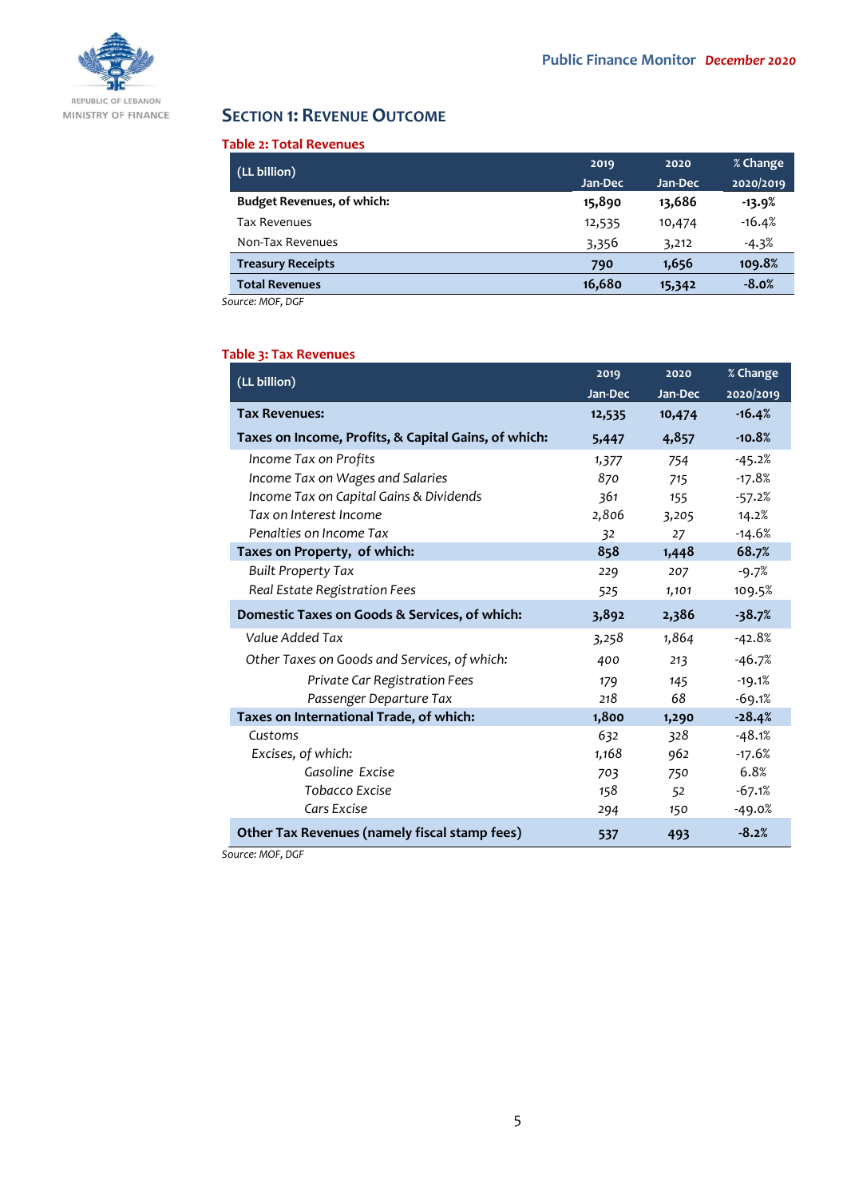## SECTION 1: REVENUE OUTCOME

**Table 2: Total Revenues**

| (LL billion) | 2019 Jan-Dec | 2020 Jan-Dec | % Change 2020/2019 |
|---|---|---|---|
| **Budget Revenues, of which:** | **15,890** | **13,686** | **-13.9%** |
| Tax Revenues | 12,535 | 10,474 | -16.4% |
| Non-Tax Revenues | 3,356 | 3,212 | -4.3% |
| **Treasury Receipts** | **790** | **1,656** | **109.8%** |
| **Total Revenues** | **16,680** | **15,342** | **-8.0%** |

*Source: MOF, DGF*

**Table 3: Tax Revenues**

| (LL billion) | 2019 Jan-Dec | 2020 Jan-Dec | % Change 2020/2019 |
|---|---|---|---|
| **Tax Revenues:** | **12,535** | **10,474** | **-16.4%** |
| **Taxes on Income, Profits, & Capital Gains, of which:** | **5,447** | **4,857** | **-10.8%** |
| *Income Tax on Profits* | 1,377 | 754 | -45.2% |
| *Income Tax on Wages and Salaries* | 870 | 715 | -17.8% |
| *Income Tax on Capital Gains & Dividends* | 361 | 155 | -57.2% |
| *Tax on Interest Income* | 2,806 | 3,205 | 14.2% |
| *Penalties on Income Tax* | 32 | 27 | -14.6% |
| **Taxes on Property, of which:** | **858** | **1,448** | **68.7%** |
| *Built Property Tax* | 229 | 207 | -9.7% |
| *Real Estate Registration Fees* | 525 | 1,101 | 109.5% |
| **Domestic Taxes on Goods & Services, of which:** | **3,892** | **2,386** | **-38.7%** |
| *Value Added Tax* | 3,258 | 1,864 | -42.8% |
| *Other Taxes on Goods and Services, of which:* | 400 | 213 | -46.7% |
| *Private Car Registration Fees* | 179 | 145 | -19.1% |
| *Passenger Departure Tax* | 218 | 68 | -69.1% |
| **Taxes on International Trade, of which:** | **1,800** | **1,290** | **-28.4%** |
| Customs | 632 | 328 | -48.1% |
| *Excises, of which:* | 1,168 | 962 | -17.6% |
| *Gasoline Excise* | 703 | 750 | 6.8% |
| *Tobacco Excise* | 158 | 52 | -67.1% |
| *Cars Excise* | 294 | 150 | -49.0% |
| **Other Tax Revenues (namely fiscal stamp fees)** | **537** | **493** | **-8.2%** |

*Source: MOF, DGF*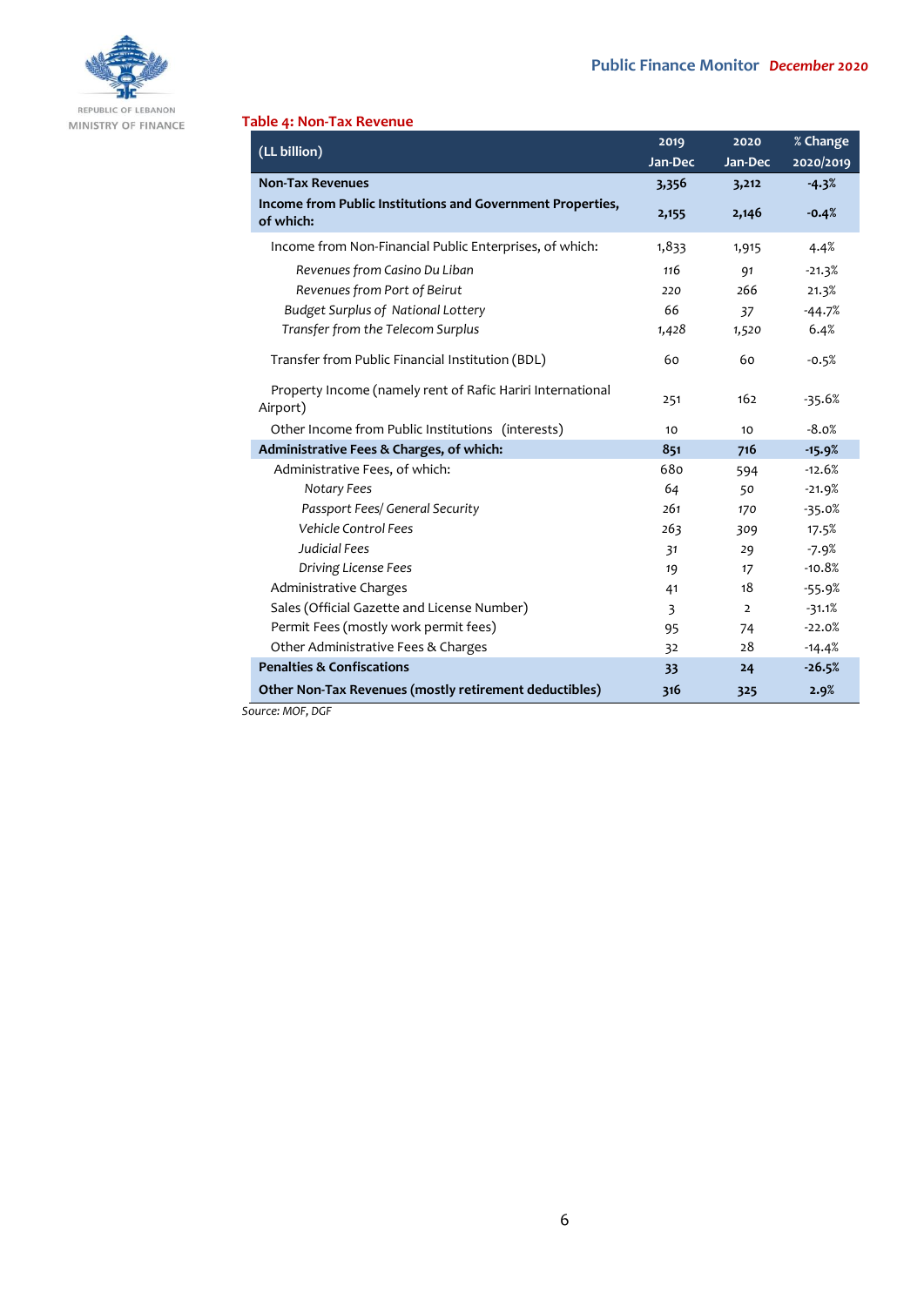**Table 4: Non-Tax Revenue**

| (LL billion) | 2019 Jan-Dec | 2020 Jan-Dec | % Change 2020/2019 |
|---|---|---|---|
| **Non-Tax Revenues** | **3,356** | **3,212** | **-4.3%** |
| **Income from Public Institutions and Government Properties, of which:** | **2,155** | **2,146** | **-0.4%** |
| Income from Non-Financial Public Enterprises, of which: | 1,833 | 1,915 | 4.4% |
| *Revenues from Casino Du Liban* | 116 | 91 | -21.3% |
| *Revenues from Port of Beirut* | 220 | 266 | 21.3% |
| *Budget Surplus of National Lottery* | 66 | 37 | -44.7% |
| *Transfer from the Telecom Surplus* | 1,428 | 1,520 | 6.4% |
| Transfer from Public Financial Institution (BDL) | 60 | 60 | -0.5% |
| Property Income (namely rent of Rafic Hariri International Airport) | 251 | 162 | -35.6% |
| Other Income from Public Institutions (interests) | 10 | 10 | -8.0% |
| **Administrative Fees & Charges, of which:** | **851** | **716** | **-15.9%** |
| Administrative Fees, of which: | 680 | 594 | -12.6% |
| *Notary Fees* | 64 | 50 | -21.9% |
| *Passport Fees/ General Security* | 261 | 170 | -35.0% |
| *Vehicle Control Fees* | 263 | 309 | 17.5% |
| *Judicial Fees* | 31 | 29 | -7.9% |
| *Driving License Fees* | 19 | 17 | -10.8% |
| Administrative Charges | 41 | 18 | -55.9% |
| Sales (Official Gazette and License Number) | 3 | 2 | -31.1% |
| Permit Fees (mostly work permit fees) | 95 | 74 | -22.0% |
| Other Administrative Fees & Charges | 32 | 28 | -14.4% |
| **Penalties & Confiscations** | **33** | **24** | **-26.5%** |
| **Other Non-Tax Revenues (mostly retirement deductibles)** | **316** | **325** | **2.9%** |

*Source: MOF, DGF*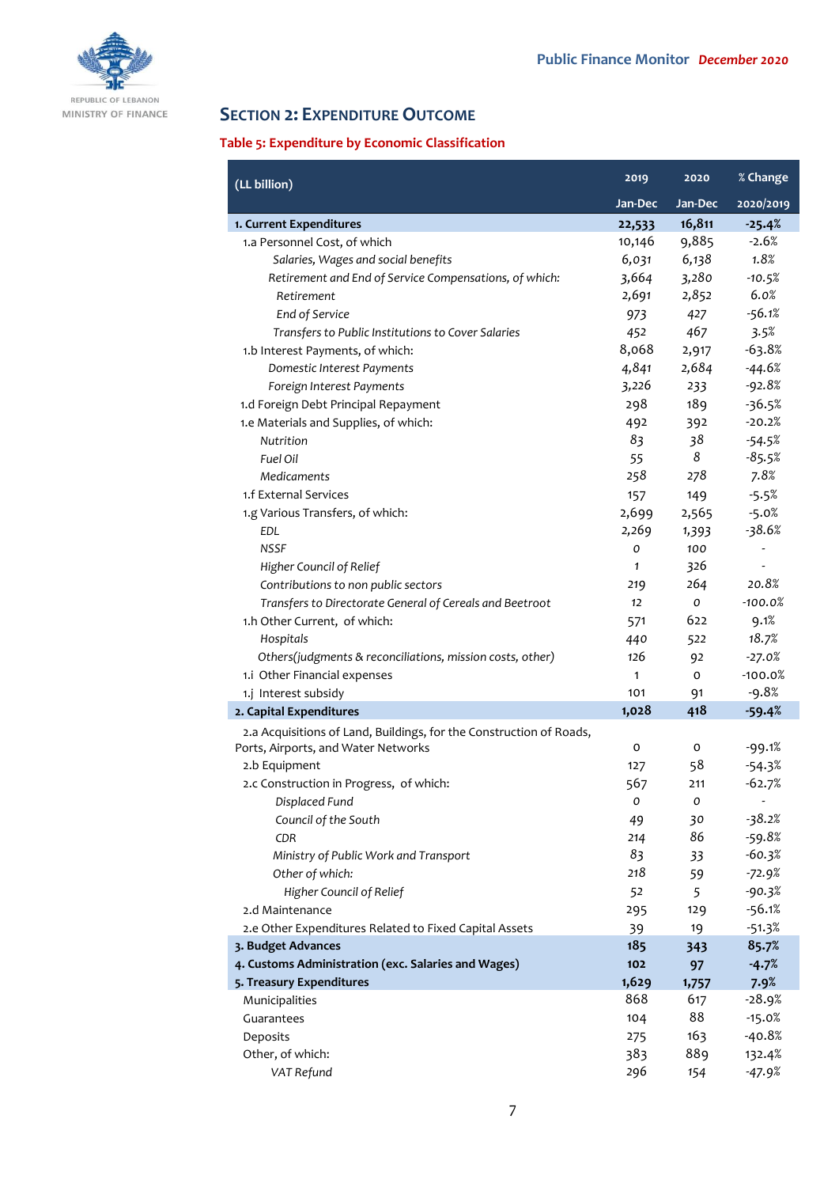## Section 2: Expenditure Outcome

### Table 5: Expenditure by Economic Classification

| (LL billion) | 2019 Jan-Dec | 2020 Jan-Dec | % Change 2020/2019 |
|---|---|---|---|
| **1. Current Expenditures** | **22,533** | **16,811** | **-25.4%** |
| 1.a Personnel Cost, of which | 10,146 | 9,885 | -2.6% |
| *Salaries, Wages and social benefits* | 6,031 | 6,138 | 1.8% |
| *Retirement and End of Service Compensations, of which:* | 3,664 | 3,280 | -10.5% |
| *Retirement* | 2,691 | 2,852 | 6.0% |
| *End of Service* | 973 | 427 | -56.1% |
| *Transfers to Public Institutions to Cover Salaries* | 452 | 467 | 3.5% |
| 1.b Interest Payments, of which: | 8,068 | 2,917 | -63.8% |
| *Domestic Interest Payments* | 4,841 | 2,684 | -44.6% |
| *Foreign Interest Payments* | 3,226 | 233 | -92.8% |
| 1.d Foreign Debt Principal Repayment | 298 | 189 | -36.5% |
| 1.e Materials and Supplies, of which: | 492 | 392 | -20.2% |
| *Nutrition* | 83 | 38 | -54.5% |
| *Fuel Oil* | 55 | 8 | -85.5% |
| *Medicaments* | 258 | 278 | 7.8% |
| 1.f External Services | 157 | 149 | -5.5% |
| 1.g Various Transfers, of which: | 2,699 | 2,565 | -5.0% |
| *EDL* | 2,269 | 1,393 | -38.6% |
| *NSSF* | 0 | 100 | - |
| *Higher Council of Relief* | 1 | 326 | - |
| *Contributions to non public sectors* | 219 | 264 | 20.8% |
| *Transfers to Directorate General of Cereals and Beetroot* | 12 | 0 | -100.0% |
| 1.h Other Current, of which: | 571 | 622 | 9.1% |
| *Hospitals* | 440 | 522 | 18.7% |
| *Others(judgments & reconciliations, mission costs, other)* | 126 | 92 | -27.0% |
| 1.i Other Financial expenses | 1 | 0 | -100.0% |
| 1.j Interest subsidy | 101 | 91 | -9.8% |
| **2. Capital Expenditures** | **1,028** | **418** | **-59.4%** |
| 2.a Acquisitions of Land, Buildings, for the Construction of Roads, Ports, Airports, and Water Networks | 0 | 0 | -99.1% |
| 2.b Equipment | 127 | 58 | -54.3% |
| 2.c Construction in Progress, of which: | 567 | 211 | -62.7% |
| *Displaced Fund* | 0 | 0 | - |
| *Council of the South* | 49 | 30 | -38.2% |
| *CDR* | 214 | 86 | -59.8% |
| *Ministry of Public Work and Transport* | 83 | 33 | -60.3% |
| *Other of which:* | 218 | 59 | -72.9% |
| *Higher Council of Relief* | 52 | 5 | -90.3% |
| 2.d Maintenance | 295 | 129 | -56.1% |
| 2.e Other Expenditures Related to Fixed Capital Assets | 39 | 19 | -51.3% |
| **3. Budget Advances** | **185** | **343** | **85.7%** |
| **4. Customs Administration (exc. Salaries and Wages)** | **102** | **97** | **-4.7%** |
| **5. Treasury Expenditures** | **1,629** | **1,757** | **7.9%** |
| Municipalities | 868 | 617 | -28.9% |
| Guarantees | 104 | 88 | -15.0% |
| Deposits | 275 | 163 | -40.8% |
| Other, of which: | 383 | 889 | 132.4% |
| *VAT Refund* | 296 | 154 | -47.9% |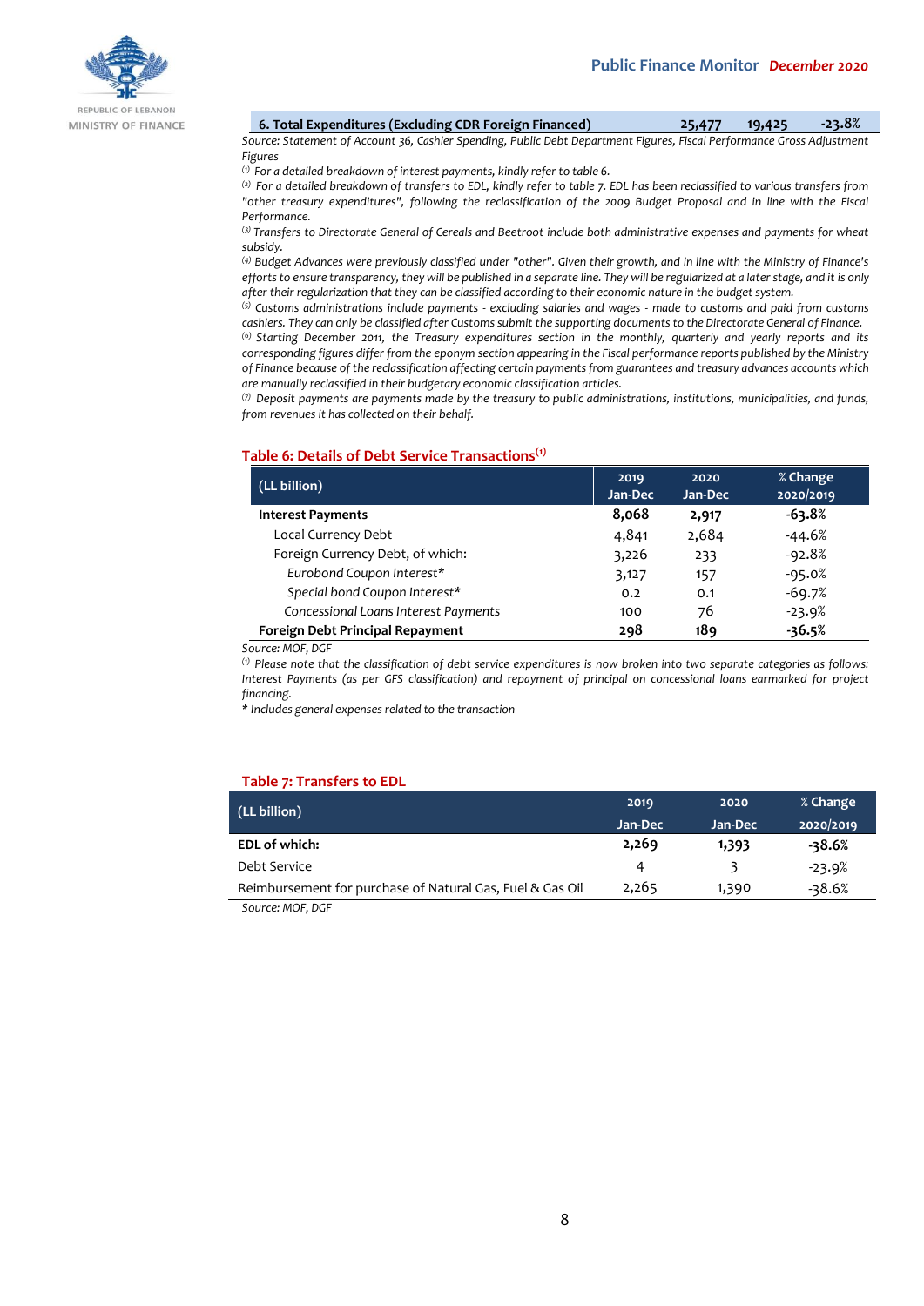| 6. Total Expenditures (Excluding CDR Foreign Financed) | 25,477 | 19,425 | -23.8% |
|---|---|---|---|

*Source: Statement of Account 36, Cashier Spending, Public Debt Department Figures, Fiscal Performance Gross Adjustment Figures*

*(1) For a detailed breakdown of interest payments, kindly refer to table 6.*

*(2) For a detailed breakdown of transfers to EDL, kindly refer to table 7. EDL has been reclassified to various transfers from "other treasury expenditures", following the reclassification of the 2009 Budget Proposal and in line with the Fiscal Performance.*

*(3) Transfers to Directorate General of Cereals and Beetroot include both administrative expenses and payments for wheat subsidy.*

*(4) Budget Advances were previously classified under "other". Given their growth, and in line with the Ministry of Finance's efforts to ensure transparency, they will be published in a separate line. They will be regularized at a later stage, and it is only after their regularization that they can be classified according to their economic nature in the budget system.*

*(5) Customs administrations include payments - excluding salaries and wages - made to customs and paid from customs cashiers. They can only be classified after Customs submit the supporting documents to the Directorate General of Finance.*

*(6) Starting December 2011, the Treasury expenditures section in the monthly, quarterly and yearly reports and its corresponding figures differ from the eponym section appearing in the Fiscal performance reports published by the Ministry of Finance because of the reclassification affecting certain payments from guarantees and treasury advances accounts which are manually reclassified in their budgetary economic classification articles.*

*(7) Deposit payments are payments made by the treasury to public administrations, institutions, municipalities, and funds, from revenues it has collected on their behalf.*

## Table 6: Details of Debt Service Transactions[1]

| (LL billion) | 2019 Jan-Dec | 2020 Jan-Dec | % Change 2020/2019 |
|---|---|---|---|
| **Interest Payments** | **8,068** | **2,917** | **-63.8%** |
| Local Currency Debt | 4,841 | 2,684 | -44.6% |
| Foreign Currency Debt, of which: | 3,226 | 233 | -92.8% |
| *Eurobond Coupon Interest** | 3,127 | 157 | -95.0% |
| *Special bond Coupon Interest** | 0.2 | 0.1 | -69.7% |
| *Concessional Loans Interest Payments* | 100 | 76 | -23.9% |
| **Foreign Debt Principal Repayment** | **298** | **189** | **-36.5%** |

*Source: MOF, DGF*

*(1) Please note that the classification of debt service expenditures is now broken into two separate categories as follows: Interest Payments (as per GFS classification) and repayment of principal on concessional loans earmarked for project financing.*

*\* Includes general expenses related to the transaction*

## Table 7: Transfers to EDL

| (LL billion) | 2019 Jan-Dec | 2020 Jan-Dec | % Change 2020/2019 |
|---|---|---|---|
| **EDL of which:** | **2,269** | **1,393** | **-38.6%** |
| Debt Service | 4 | 3 | -23.9% |
| Reimbursement for purchase of Natural Gas, Fuel & Gas Oil | 2,265 | 1,390 | -38.6% |

*Source: MOF, DGF*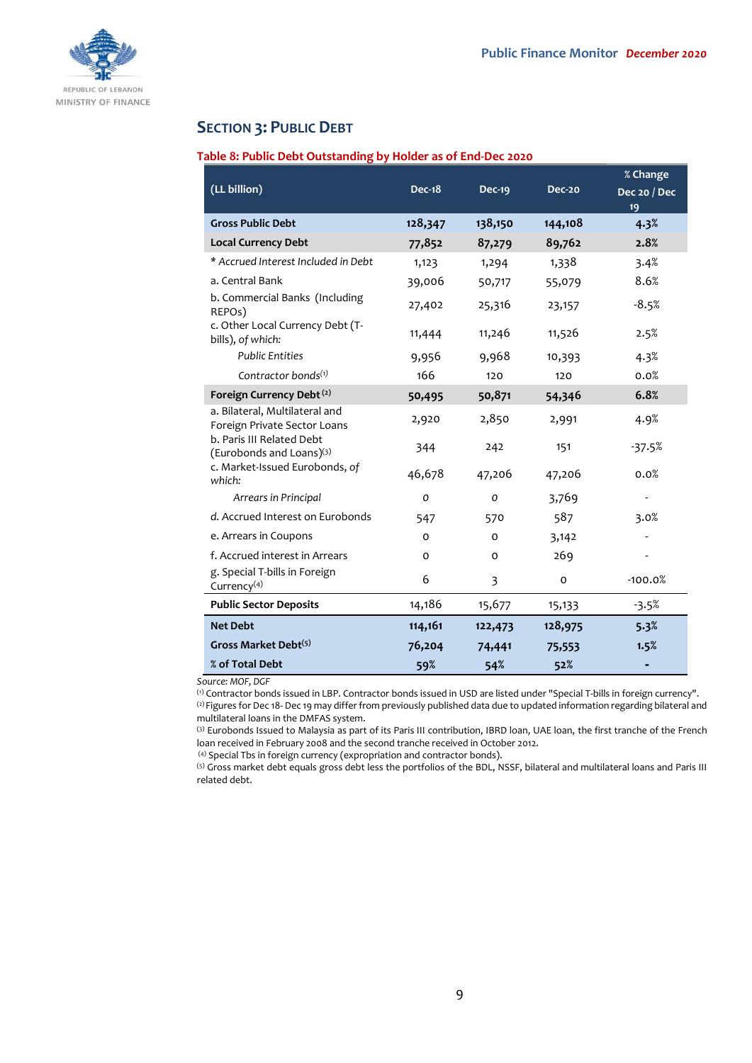## SECTION 3: PUBLIC DEBT

**Table 8: Public Debt Outstanding by Holder as of End-Dec 2020**

| (LL billion) | Dec-18 | Dec-19 | Dec-20 | % Change Dec 20 / Dec 19 |
|---|---|---|---|---|
| **Gross Public Debt** | **128,347** | **138,150** | **144,108** | **4.3%** |
| **Local Currency Debt** | **77,852** | **87,279** | **89,762** | **2.8%** |
| * *Accrued Interest Included in Debt* | 1,123 | 1,294 | 1,338 | 3.4% |
| a. Central Bank | 39,006 | 50,717 | 55,079 | 8.6% |
| b. Commercial Banks (Including REPOs) | 27,402 | 25,316 | 23,157 | -8.5% |
| c. Other Local Currency Debt (T-bills), *of which:* | 11,444 | 11,246 | 11,526 | 2.5% |
| *Public Entities* | 9,956 | 9,968 | 10,393 | 4.3% |
| *Contractor bonds*[1] | 166 | 120 | 120 | 0.0% |
| **Foreign Currency Debt**[2] | **50,495** | **50,871** | **54,346** | **6.8%** |
| a. Bilateral, Multilateral and Foreign Private Sector Loans | 2,920 | 2,850 | 2,991 | 4.9% |
| b. Paris III Related Debt (Eurobonds and Loans)[3] | 344 | 242 | 151 | -37.5% |
| c. Market-Issued Eurobonds, *of which:* | 46,678 | 47,206 | 47,206 | 0.0% |
| *Arrears in Principal* | 0 | 0 | 3,769 | - |
| d. Accrued Interest on Eurobonds | 547 | 570 | 587 | 3.0% |
| e. Arrears in Coupons | 0 | 0 | 3,142 | - |
| f. Accrued interest in Arrears | 0 | 0 | 269 | - |
| g. Special T-bills in Foreign Currency[4] | 6 | 3 | 0 | -100.0% |
| **Public Sector Deposits** | 14,186 | 15,677 | 15,133 | -3.5% |
| **Net Debt** | **114,161** | **122,473** | **128,975** | **5.3%** |
| **Gross Market Debt**[5] | **76,204** | **74,441** | **75,553** | **1.5%** |
| **% of Total Debt** | **59%** | **54%** | **52%** | **-** |

*Source: MOF, DGF*

[1] Contractor bonds issued in LBP. Contractor bonds issued in USD are listed under "Special T-bills in foreign currency".

[2] Figures for Dec 18- Dec 19 may differ from previously published data due to updated information regarding bilateral and multilateral loans in the DMFAS system.

[3] Eurobonds Issued to Malaysia as part of its Paris III contribution, IBRD loan, UAE loan, the first tranche of the French loan received in February 2008 and the second tranche received in October 2012.

[4] Special Tbs in foreign currency (expropriation and contractor bonds).

[5] Gross market debt equals gross debt less the portfolios of the BDL, NSSF, bilateral and multilateral loans and Paris III related debt.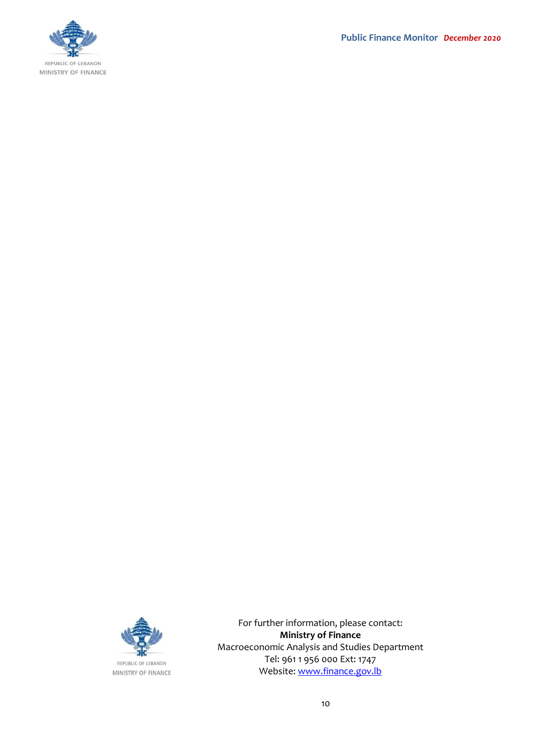REPUBLIC OF LEBANON
MINISTRY OF FINANCE

For further information, please contact:
**Ministry of Finance**
Macroeconomic Analysis and Studies Department
Tel: 961 1 956 000 Ext: 1747
Website: [www.finance.gov.lb](http://www.finance.gov.lb)